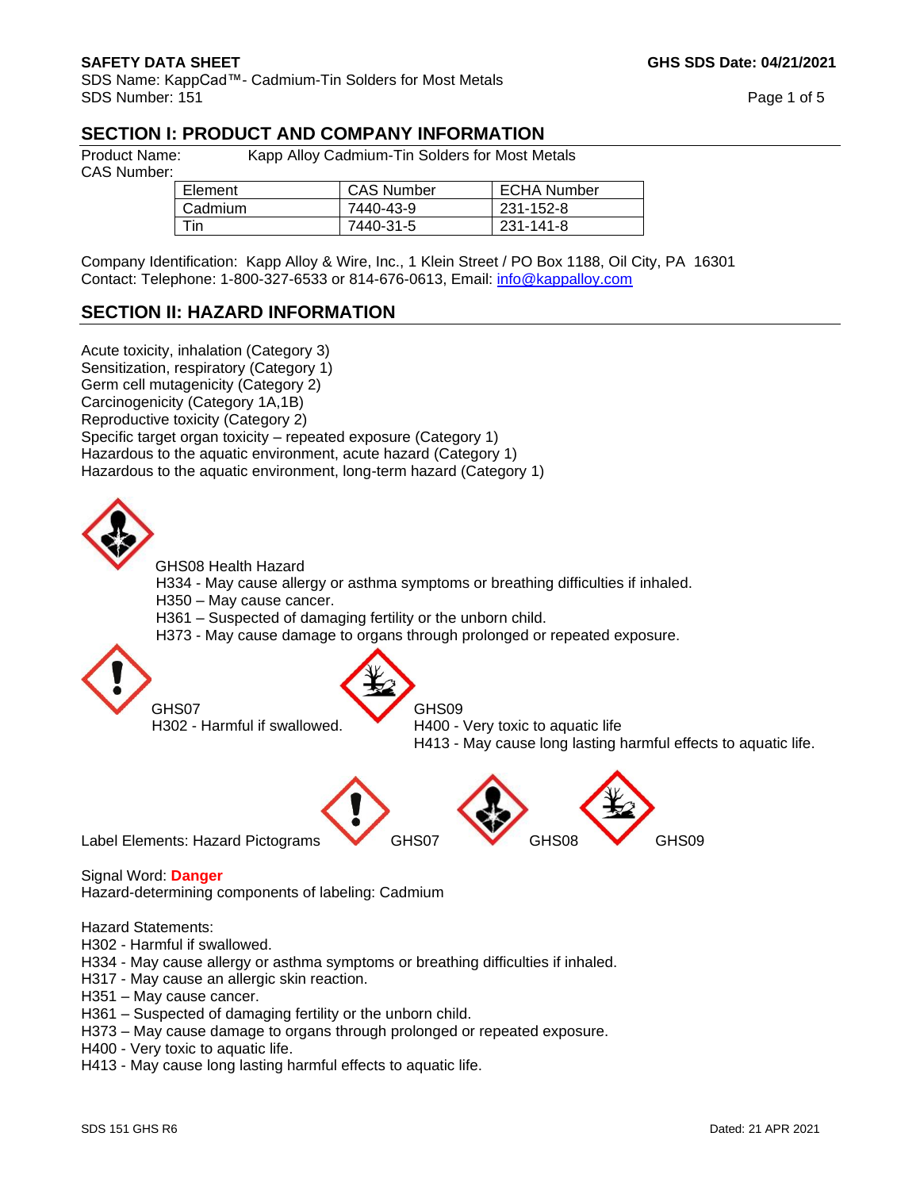**SAFETY DATA SHEET** **GHS SDS Date: 04/21/2021**

SDS Name: KappCad™- Cadmium-Tin Solders for Most Metals

SDS Number: 151

## SECTION I: PRODUCT AND COMPANY INFORMATION

Product Name: Kapp Alloy Cadmium-Tin Solders for Most Metals

CAS Number:

| Element | CAS Number | ECHA Number |
|---|---|---|
| Cadmium | 7440-43-9 | 231-152-8 |
| Tin | 7440-31-5 | 231-141-8 |

Company Identification: Kapp Alloy & Wire, Inc., 1 Klein Street / PO Box 1188, Oil City, PA 16301

Contact: Telephone: 1-800-327-6533 or 814-676-0613, Email: info@kappalloy.com

## SECTION II: HAZARD INFORMATION

Acute toxicity, inhalation (Category 3)
Sensitization, respiratory (Category 1)
Germ cell mutagenicity (Category 2)
Carcinogenicity (Category 1A,1B)
Reproductive toxicity (Category 2)
Specific target organ toxicity – repeated exposure (Category 1)
Hazardous to the aquatic environment, acute hazard (Category 1)
Hazardous to the aquatic environment, long-term hazard (Category 1)

GHS08 Health Hazard
H334 - May cause allergy or asthma symptoms or breathing difficulties if inhaled.
H350 – May cause cancer.
H361 – Suspected of damaging fertility or the unborn child.
H373 - May cause damage to organs through prolonged or repeated exposure.

GHS07
H302 - Harmful if swallowed.

GHS09
H400 - Very toxic to aquatic life
H413 - May cause long lasting harmful effects to aquatic life.

Label Elements: Hazard Pictograms GHS07 GHS08 GHS09

Signal Word: **Danger**

Hazard-determining components of labeling: Cadmium

Hazard Statements:
H302 - Harmful if swallowed.
H334 - May cause allergy or asthma symptoms or breathing difficulties if inhaled.
H317 - May cause an allergic skin reaction.
H351 – May cause cancer.
H361 – Suspected of damaging fertility or the unborn child.
H373 – May cause damage to organs through prolonged or repeated exposure.
H400 - Very toxic to aquatic life.
H413 - May cause long lasting harmful effects to aquatic life.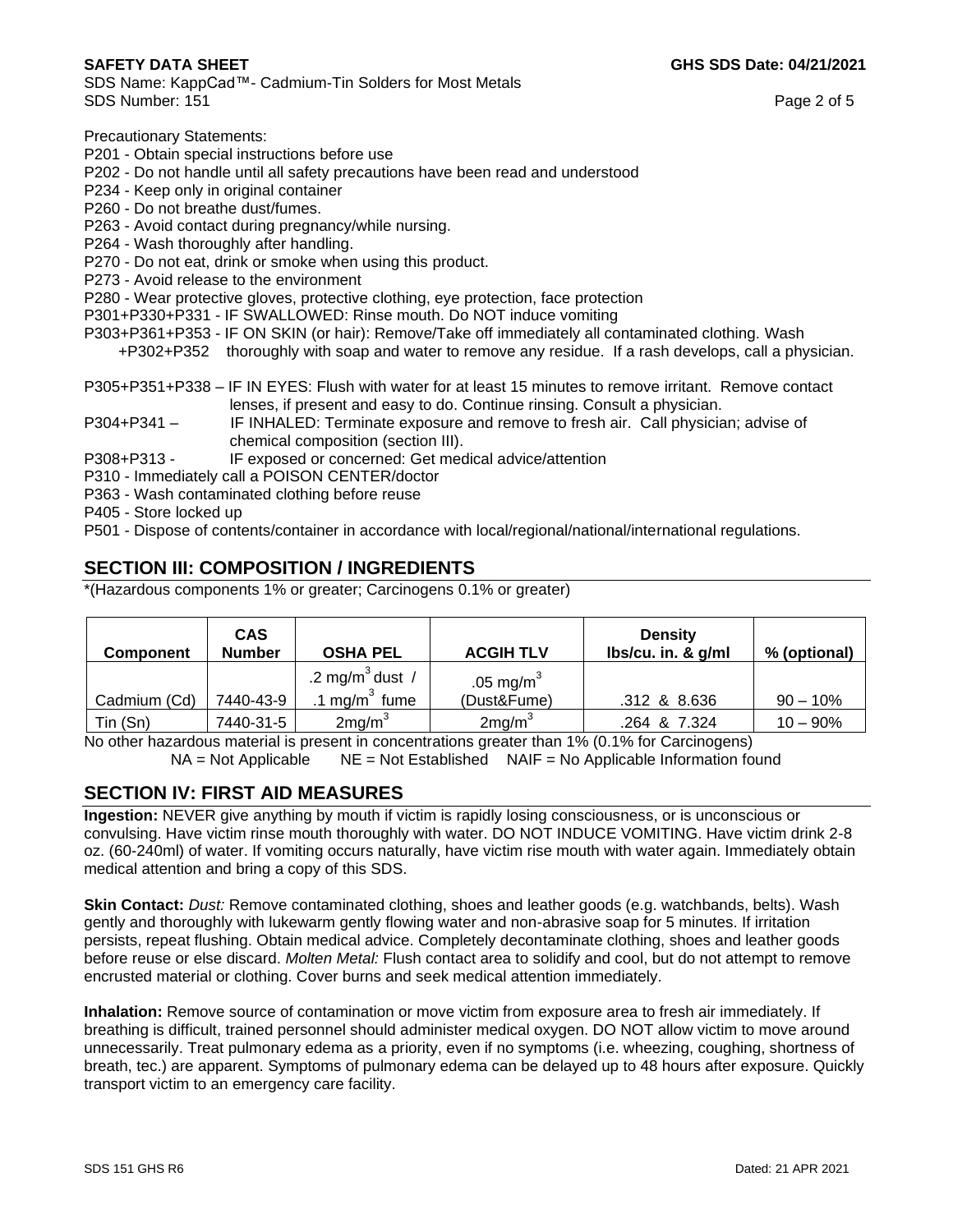Precautionary Statements:

P201 - Obtain special instructions before use
P202 - Do not handle until all safety precautions have been read and understood
P234 - Keep only in original container
P260 - Do not breathe dust/fumes.
P263 - Avoid contact during pregnancy/while nursing.
P264 - Wash thoroughly after handling.
P270 - Do not eat, drink or smoke when using this product.
P273 - Avoid release to the environment
P280 - Wear protective gloves, protective clothing, eye protection, face protection
P301+P330+P331 - IF SWALLOWED: Rinse mouth. Do NOT induce vomiting
P303+P361+P353 +P302+P352 - IF ON SKIN (or hair): Remove/Take off immediately all contaminated clothing. Wash thoroughly with soap and water to remove any residue. If a rash develops, call a physician.

P305+P351+P338 – IF IN EYES: Flush with water for at least 15 minutes to remove irritant. Remove contact lenses, if present and easy to do. Continue rinsing. Consult a physician.
P304+P341 – IF INHALED: Terminate exposure and remove to fresh air. Call physician; advise of chemical composition (section III).
P308+P313 - IF exposed or concerned: Get medical advice/attention
P310 - Immediately call a POISON CENTER/doctor
P363 - Wash contaminated clothing before reuse
P405 - Store locked up
P501 - Dispose of contents/container in accordance with local/regional/national/international regulations.

## SECTION III: COMPOSITION / INGREDIENTS

*(Hazardous components 1% or greater; Carcinogens 0.1% or greater)

| Component | CAS Number | OSHA PEL | ACGIH TLV | Density lbs/cu. in. & g/ml | % (optional) |
|---|---|---|---|---|---|
| Cadmium (Cd) | 7440-43-9 | .2 mg/m$^3$ dust / .1 mg/m$^3$ fume | .05 mg/m$^3$ (Dust&Fume) | .312 & 8.636 | 90 – 10% |
| Tin (Sn) | 7440-31-5 | 2mg/m$^3$ | 2mg/m$^3$ | .264 & 7.324 | 10 – 90% |

No other hazardous material is present in concentrations greater than 1% (0.1% for Carcinogens)
NA = Not Applicable NE = Not Established NAIF = No Applicable Information found

## SECTION IV: FIRST AID MEASURES

**Ingestion:** NEVER give anything by mouth if victim is rapidly losing consciousness, or is unconscious or convulsing. Have victim rinse mouth thoroughly with water. DO NOT INDUCE VOMITING. Have victim drink 2-8 oz. (60-240ml) of water. If vomiting occurs naturally, have victim rise mouth with water again. Immediately obtain medical attention and bring a copy of this SDS.

**Skin Contact:** *Dust:* Remove contaminated clothing, shoes and leather goods (e.g. watchbands, belts). Wash gently and thoroughly with lukewarm gently flowing water and non-abrasive soap for 5 minutes. If irritation persists, repeat flushing. Obtain medical advice. Completely decontaminate clothing, shoes and leather goods before reuse or else discard. *Molten Metal:* Flush contact area to solidify and cool, but do not attempt to remove encrusted material or clothing. Cover burns and seek medical attention immediately.

**Inhalation:** Remove source of contamination or move victim from exposure area to fresh air immediately. If breathing is difficult, trained personnel should administer medical oxygen. DO NOT allow victim to move around unnecessarily. Treat pulmonary edema as a priority, even if no symptoms (i.e. wheezing, coughing, shortness of breath, tec.) are apparent. Symptoms of pulmonary edema can be delayed up to 48 hours after exposure. Quickly transport victim to an emergency care facility.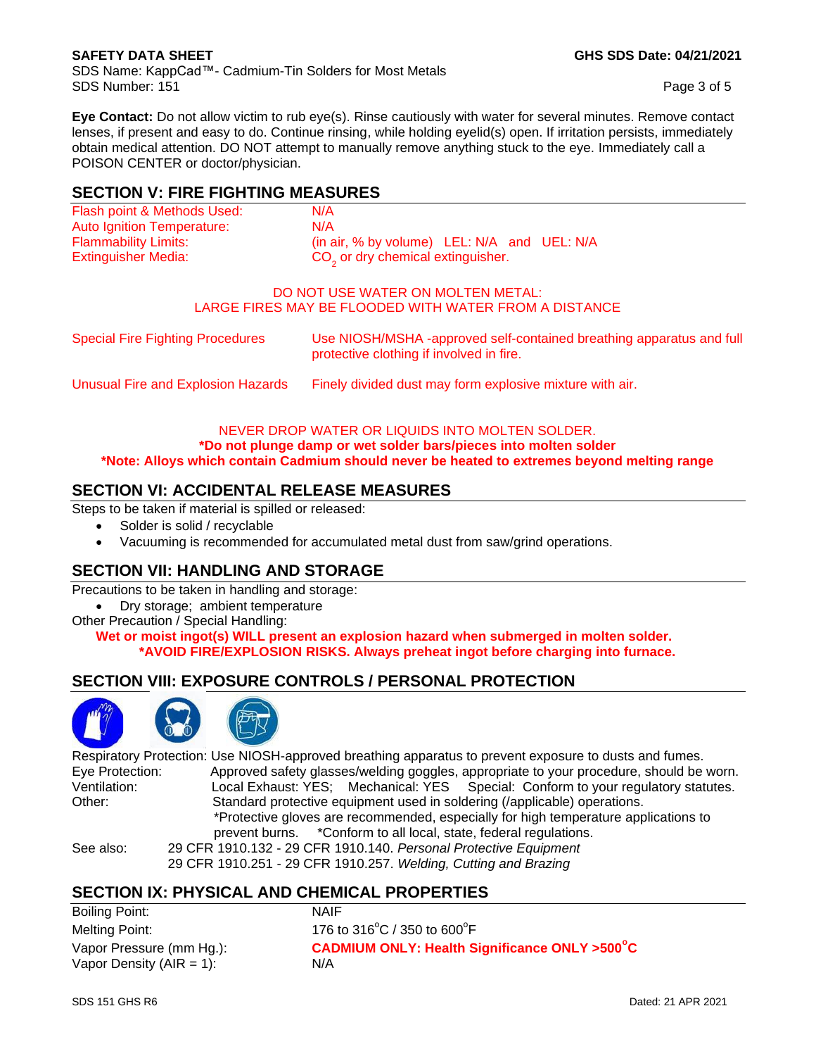**Eye Contact:** Do not allow victim to rub eye(s). Rinse cautiously with water for several minutes. Remove contact lenses, if present and easy to do. Continue rinsing, while holding eyelid(s) open. If irritation persists, immediately obtain medical attention. DO NOT attempt to manually remove anything stuck to the eye. Immediately call a POISON CENTER or doctor/physician.

## SECTION V: FIRE FIGHTING MEASURES

| | |
|---|---|
| Flash point & Methods Used: | N/A |
| Auto Ignition Temperature: | N/A |
| Flammability Limits: | (in air, % by volume) LEL: N/A and UEL: N/A |
| Extinguisher Media: | $CO_2$ or dry chemical extinguisher. |

DO NOT USE WATER ON MOLTEN METAL:
LARGE FIRES MAY BE FLOODED WITH WATER FROM A DISTANCE

| | |
|---|---|
| Special Fire Fighting Procedures | Use NIOSH/MSHA -approved self-contained breathing apparatus and full protective clothing if involved in fire. |
| Unusual Fire and Explosion Hazards | Finely divided dust may form explosive mixture with air. |

NEVER DROP WATER OR LIQUIDS INTO MOLTEN SOLDER.
**\*Do not plunge damp or wet solder bars/pieces into molten solder**
**\*Note: Alloys which contain Cadmium should never be heated to extremes beyond melting range**

## SECTION VI: ACCIDENTAL RELEASE MEASURES

Steps to be taken if material is spilled or released:

- Solder is solid / recyclable
- Vacuuming is recommended for accumulated metal dust from saw/grind operations.

## SECTION VII: HANDLING AND STORAGE

Precautions to be taken in handling and storage:

- Dry storage; ambient temperature

Other Precaution / Special Handling:

**Wet or moist ingot(s) WILL present an explosion hazard when submerged in molten solder.**
**\*AVOID FIRE/EXPLOSION RISKS. Always preheat ingot before charging into furnace.**

## SECTION VIII: EXPOSURE CONTROLS / PERSONAL PROTECTION

Respiratory Protection: Use NIOSH-approved breathing apparatus to prevent exposure to dusts and fumes.

| | |
|---|---|
| Eye Protection: | Approved safety glasses/welding goggles, appropriate to your procedure, should be worn. |
| Ventilation: | Local Exhaust: YES; Mechanical: YES Special: Conform to your regulatory statutes. |
| Other: | Standard protective equipment used in soldering (/applicable) operations. \*Protective gloves are recommended, especially for high temperature applications to prevent burns. \*Conform to all local, state, federal regulations. |
| See also: | 29 CFR 1910.132 - 29 CFR 1910.140. *Personal Protective Equipment*<br>29 CFR 1910.251 - 29 CFR 1910.257. *Welding, Cutting and Brazing* |

## SECTION IX: PHYSICAL AND CHEMICAL PROPERTIES

| | |
|---|---|
| Boiling Point: | NAIF |
| Melting Point: | 176 to 316°C / 350 to 600°F |
| Vapor Pressure (mm Hg.): | **CADMIUM ONLY: Health Significance ONLY >500°C** |
| Vapor Density (AIR = 1): | N/A |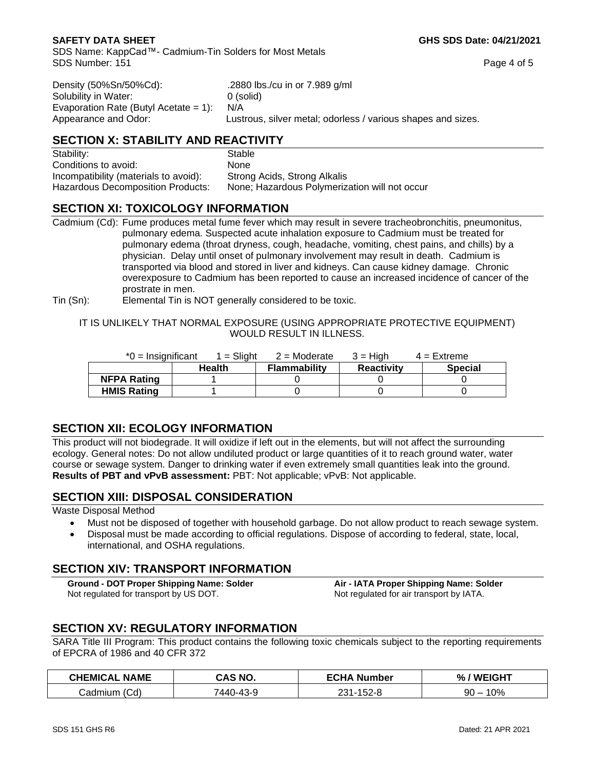| | |
|---|---|
| Density (50%Sn/50%Cd): | .2880 lbs./cu in or 7.989 g/ml |
| Solubility in Water: | 0 (solid) |
| Evaporation Rate (Butyl Acetate = 1): | N/A |
| Appearance and Odor: | Lustrous, silver metal; odorless / various shapes and sizes. |

## SECTION X: STABILITY AND REACTIVITY

| | |
|---|---|
| Stability: | Stable |
| Conditions to avoid: | None |
| Incompatibility (materials to avoid): | Strong Acids, Strong Alkalis |
| Hazardous Decomposition Products: | None; Hazardous Polymerization will not occur |

## SECTION XI: TOXICOLOGY INFORMATION

Cadmium (Cd): Fume produces metal fume fever which may result in severe tracheobronchitis, pneumonitus, pulmonary edema. Suspected acute inhalation exposure to Cadmium must be treated for pulmonary edema (throat dryness, cough, headache, vomiting, chest pains, and chills) by a physician. Delay until onset of pulmonary involvement may result in death. Cadmium is transported via blood and stored in liver and kidneys. Can cause kidney damage. Chronic overexposure to Cadmium has been reported to cause an increased incidence of cancer of the prostrate in men.

Tin (Sn): Elemental Tin is NOT generally considered to be toxic.

IT IS UNLIKELY THAT NORMAL EXPOSURE (USING APPROPRIATE PROTECTIVE EQUIPMENT) WOULD RESULT IN ILLNESS.

*0 = Insignificant 1 = Slight 2 = Moderate 3 = High 4 = Extreme

| | Health | Flammability | Reactivity | Special |
|---|---|---|---|---|
| **NFPA Rating** | 1 | 0 | 0 | 0 |
| **HMIS Rating** | 1 | 0 | 0 | 0 |

## SECTION XII: ECOLOGY INFORMATION

This product will not biodegrade. It will oxidize if left out in the elements, but will not affect the surrounding ecology. General notes: Do not allow undiluted product or large quantities of it to reach ground water, water course or sewage system. Danger to drinking water if even extremely small quantities leak into the ground. **Results of PBT and vPvB assessment:** PBT: Not applicable; vPvB: Not applicable.

## SECTION XIII: DISPOSAL CONSIDERATION

Waste Disposal Method

- Must not be disposed of together with household garbage. Do not allow product to reach sewage system.
- Disposal must be made according to official regulations. Dispose of according to federal, state, local, international, and OSHA regulations.

## SECTION XIV: TRANSPORT INFORMATION

**Ground - DOT Proper Shipping Name: Solder**
Not regulated for transport by US DOT.

**Air - IATA Proper Shipping Name: Solder**
Not regulated for air transport by IATA.

## SECTION XV: REGULATORY INFORMATION

SARA Title III Program: This product contains the following toxic chemicals subject to the reporting requirements of EPCRA of 1986 and 40 CFR 372

| CHEMICAL NAME | CAS NO. | ECHA Number | % / WEIGHT |
|---|---|---|---|
| Cadmium (Cd) | 7440-43-9 | 231-152-8 | 90 – 10% |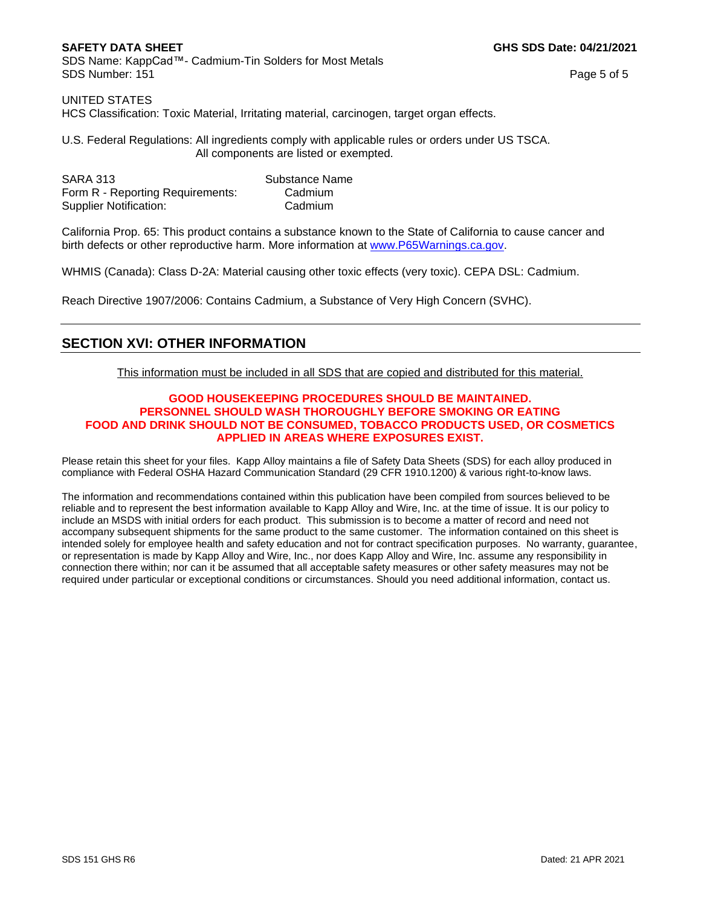UNITED STATES
HCS Classification: Toxic Material, Irritating material, carcinogen, target organ effects.

U.S. Federal Regulations: All ingredients comply with applicable rules or orders under US TSCA. All components are listed or exempted.

| SARA 313 | Substance Name |
| --- | --- |
| Form R - Reporting Requirements: | Cadmium |
| Supplier Notification: | Cadmium |

California Prop. 65: This product contains a substance known to the State of California to cause cancer and birth defects or other reproductive harm. More information at www.P65Warnings.ca.gov.

WHMIS (Canada): Class D-2A: Material causing other toxic effects (very toxic). CEPA DSL: Cadmium.

Reach Directive 1907/2006: Contains Cadmium, a Substance of Very High Concern (SVHC).

## SECTION XVI: OTHER INFORMATION

This information must be included in all SDS that are copied and distributed for this material.

**GOOD HOUSEKEEPING PROCEDURES SHOULD BE MAINTAINED.
PERSONNEL SHOULD WASH THOROUGHLY BEFORE SMOKING OR EATING
FOOD AND DRINK SHOULD NOT BE CONSUMED, TOBACCO PRODUCTS USED, OR COSMETICS APPLIED IN AREAS WHERE EXPOSURES EXIST.**

Please retain this sheet for your files. Kapp Alloy maintains a file of Safety Data Sheets (SDS) for each alloy produced in compliance with Federal OSHA Hazard Communication Standard (29 CFR 1910.1200) & various right-to-know laws.

The information and recommendations contained within this publication have been compiled from sources believed to be reliable and to represent the best information available to Kapp Alloy and Wire, Inc. at the time of issue. It is our policy to include an MSDS with initial orders for each product. This submission is to become a matter of record and need not accompany subsequent shipments for the same product to the same customer. The information contained on this sheet is intended solely for employee health and safety education and not for contract specification purposes. No warranty, guarantee, or representation is made by Kapp Alloy and Wire, Inc., nor does Kapp Alloy and Wire, Inc. assume any responsibility in connection there within; nor can it be assumed that all acceptable safety measures or other safety measures may not be required under particular or exceptional conditions or circumstances. Should you need additional information, contact us.